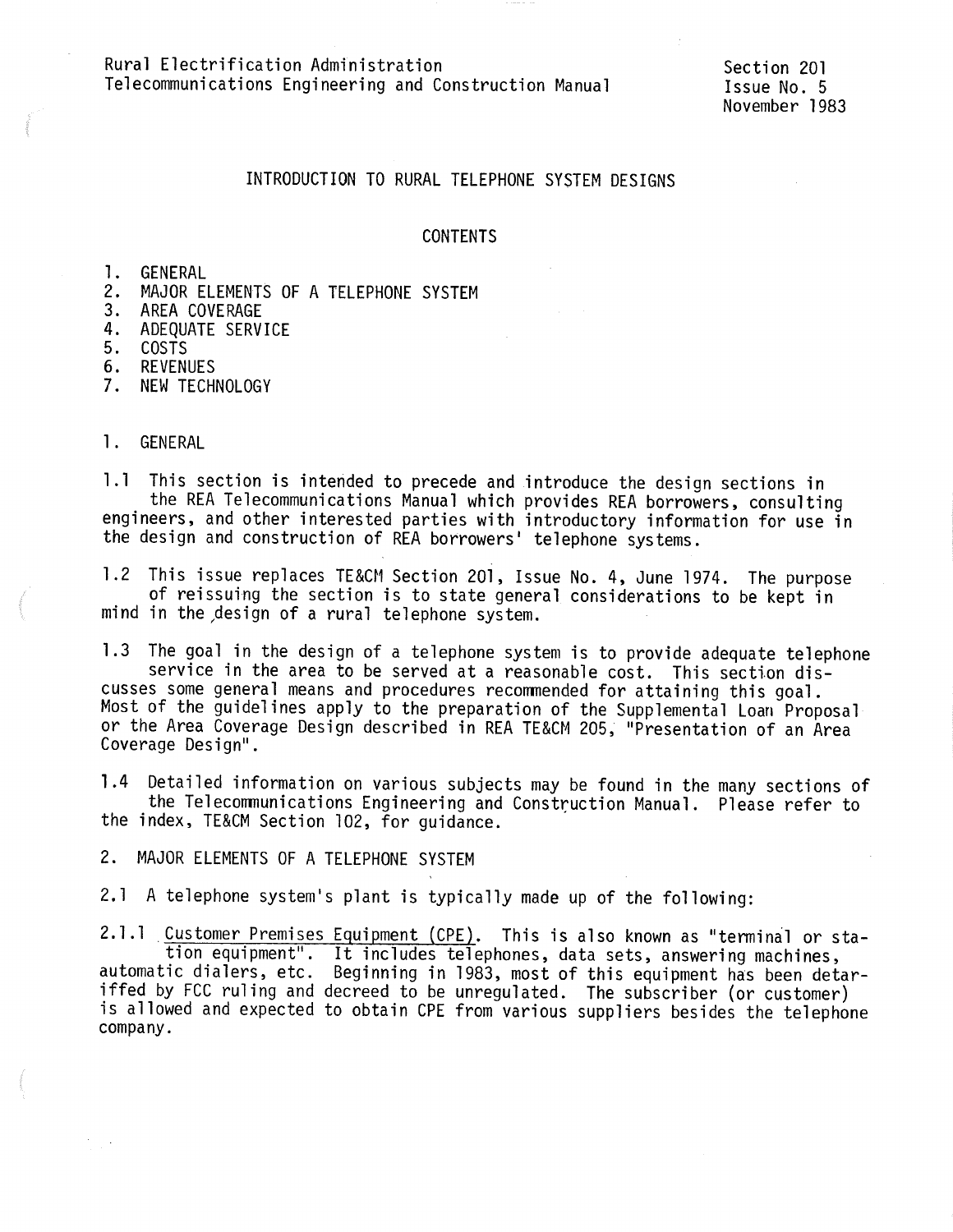Rural Electrification Administration
Telecommunications Engineering and Construction Manual

Section 201
Issue No. 5
November 1983

# INTRODUCTION TO RURAL TELEPHONE SYSTEM DESIGNS

## CONTENTS

1. GENERAL
2. MAJOR ELEMENTS OF A TELEPHONE SYSTEM
3. AREA COVERAGE
4. ADEQUATE SERVICE
5. COSTS
6. REVENUES
7. NEW TECHNOLOGY

## 1. GENERAL

1.1 This section is intended to precede and introduce the design sections in the REA Telecommunications Manual which provides REA borrowers, consulting engineers, and other interested parties with introductory information for use in the design and construction of REA borrowers' telephone systems.

1.2 This issue replaces TE&CM Section 201, Issue No. 4, June 1974. The purpose of reissuing the section is to state general considerations to be kept in mind in the design of a rural telephone system.

1.3 The goal in the design of a telephone system is to provide adequate telephone service in the area to be served at a reasonable cost. This section discusses some general means and procedures recommended for attaining this goal. Most of the guidelines apply to the preparation of the Supplemental Loan Proposal or the Area Coverage Design described in REA TE&CM 205, "Presentation of an Area Coverage Design".

1.4 Detailed information on various subjects may be found in the many sections of the Telecommunications Engineering and Construction Manual. Please refer to the index, TE&CM Section 102, for guidance.

## 2. MAJOR ELEMENTS OF A TELEPHONE SYSTEM

2.1 A telephone system's plant is typically made up of the following:

2.1.1 Customer Premises Equipment (CPE). This is also known as "terminal or station equipment". It includes telephones, data sets, answering machines, automatic dialers, etc. Beginning in 1983, most of this equipment has been detariffed by FCC ruling and decreed to be unregulated. The subscriber (or customer) is allowed and expected to obtain CPE from various suppliers besides the telephone company.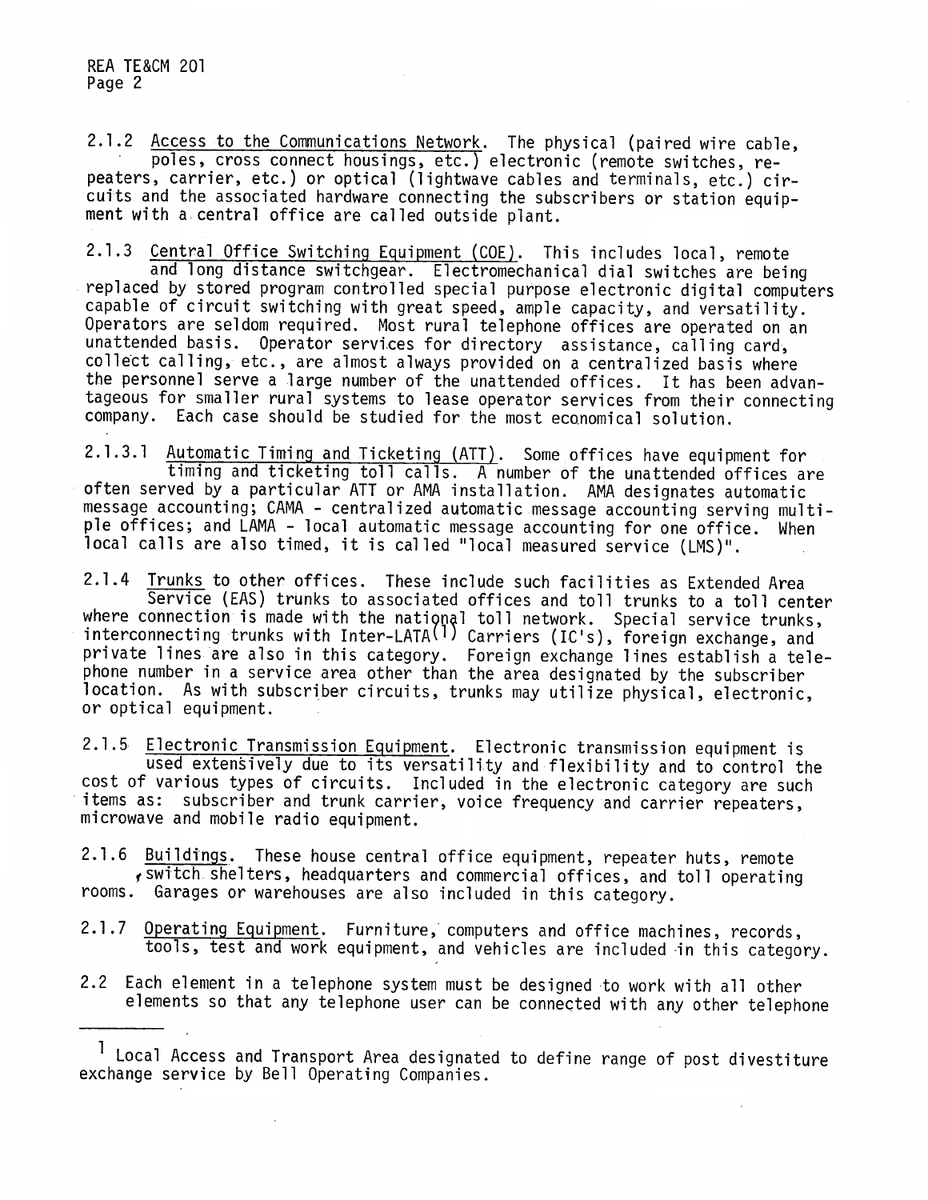2.1.2 Access to the Communications Network. The physical (paired wire cable, poles, cross connect housings, etc.) electronic (remote switches, repeaters, carrier, etc.) or optical (lightwave cables and terminals, etc.) circuits and the associated hardware connecting the subscribers or station equipment with a central office are called outside plant.

2.1.3 Central Office Switching Equipment (COE). This includes local, remote and long distance switchgear. Electromechanical dial switches are being replaced by stored program controlled special purpose electronic digital computers capable of circuit switching with great speed, ample capacity, and versatility. Operators are seldom required. Most rural telephone offices are operated on an unattended basis. Operator services for directory assistance, calling card, collect calling, etc., are almost always provided on a centralized basis where the personnel serve a large number of the unattended offices. It has been advantageous for smaller rural systems to lease operator services from their connecting company. Each case should be studied for the most economical solution.

2.1.3.1 Automatic Timing and Ticketing (ATT). Some offices have equipment for timing and ticketing toll calls. A number of the unattended offices are often served by a particular ATT or AMA installation. AMA designates automatic message accounting; CAMA - centralized automatic message accounting serving multiple offices; and LAMA - local automatic message accounting for one office. When local calls are also timed, it is called "local measured service (LMS)".

2.1.4 Trunks to other offices. These include such facilities as Extended Area Service (EAS) trunks to associated offices and toll trunks to a toll center where connection is made with the national toll network. Special service trunks, interconnecting trunks with Inter-LATA[1] Carriers (IC's), foreign exchange, and private lines are also in this category. Foreign exchange lines establish a telephone number in a service area other than the area designated by the subscriber location. As with subscriber circuits, trunks may utilize physical, electronic, or optical equipment.

2.1.5 Electronic Transmission Equipment. Electronic transmission equipment is used extensively due to its versatility and flexibility and to control the cost of various types of circuits. Included in the electronic category are such items as: subscriber and trunk carrier, voice frequency and carrier repeaters, microwave and mobile radio equipment.

2.1.6 Buildings. These house central office equipment, repeater huts, remote switch shelters, headquarters and commercial offices, and toll operating rooms. Garages or warehouses are also included in this category.

2.1.7 Operating Equipment. Furniture, computers and office machines, records, tools, test and work equipment, and vehicles are included in this category.

2.2 Each element in a telephone system must be designed to work with all other elements so that any telephone user can be connected with any other telephone

---

[1] Local Access and Transport Area designated to define range of post divestiture exchange service by Bell Operating Companies.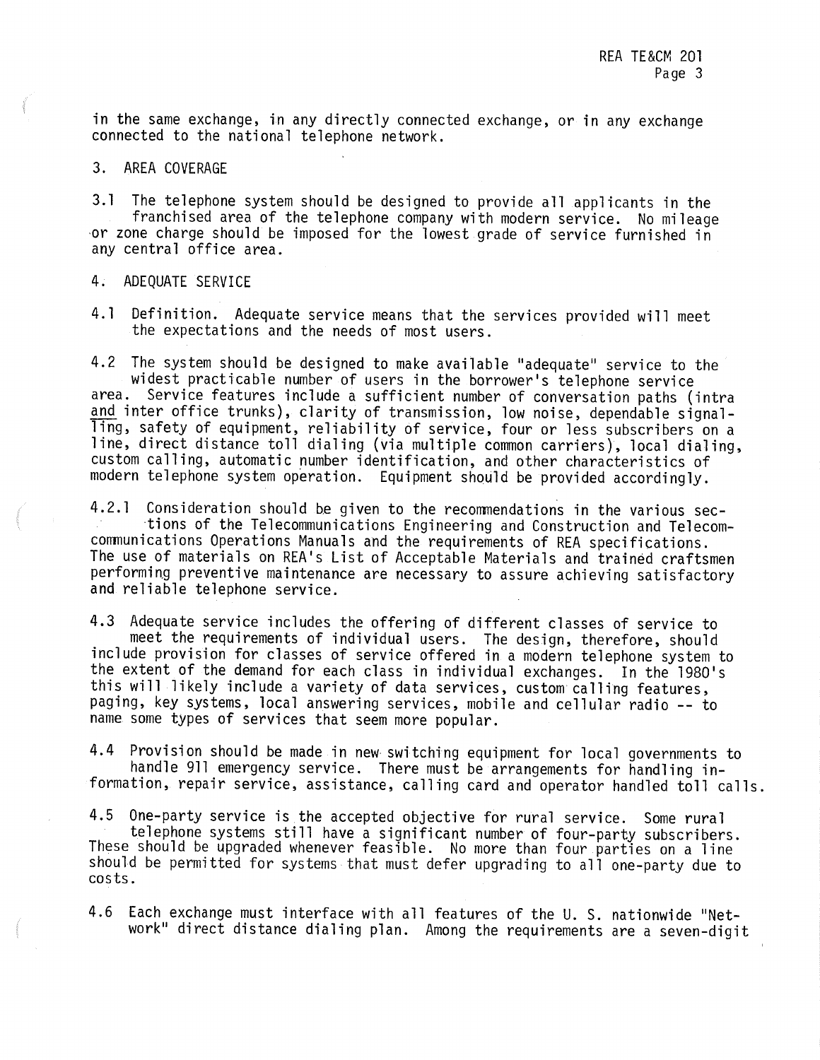in the same exchange, in any directly connected exchange, or in any exchange connected to the national telephone network.

## 3. AREA COVERAGE

3.1 The telephone system should be designed to provide all applicants in the franchised area of the telephone company with modern service. No mileage or zone charge should be imposed for the lowest grade of service furnished in any central office area.

## 4. ADEQUATE SERVICE

4.1 Definition. Adequate service means that the services provided will meet the expectations and the needs of most users.

4.2 The system should be designed to make available "adequate" service to the widest practicable number of users in the borrower's telephone service area. Service features include a sufficient number of conversation paths (intra <u>and</u> inter office trunks), clarity of transmission, low noise, dependable signalling, safety of equipment, reliability of service, four or less subscribers on a line, direct distance toll dialing (via multiple common carriers), local dialing, custom calling, automatic number identification, and other characteristics of modern telephone system operation. Equipment should be provided accordingly.

4.2.1 Consideration should be given to the recommendations in the various sections of the Telecommunications Engineering and Construction and Telecommunications Operations Manuals and the requirements of REA specifications. The use of materials on REA's List of Acceptable Materials and trained craftsmen performing preventive maintenance are necessary to assure achieving satisfactory and reliable telephone service.

4.3 Adequate service includes the offering of different classes of service to meet the requirements of individual users. The design, therefore, should include provision for classes of service offered in a modern telephone system to the extent of the demand for each class in individual exchanges. In the 1980's this will likely include a variety of data services, custom calling features, paging, key systems, local answering services, mobile and cellular radio -- to name some types of services that seem more popular.

4.4 Provision should be made in new switching equipment for local governments to handle 911 emergency service. There must be arrangements for handling information, repair service, assistance, calling card and operator handled toll calls.

4.5 One-party service is the accepted objective for rural service. Some rural telephone systems still have a significant number of four-party subscribers. These should be upgraded whenever feasible. No more than four parties on a line should be permitted for systems that must defer upgrading to all one-party due to costs.

4.6 Each exchange must interface with all features of the U. S. nationwide "Network" direct distance dialing plan. Among the requirements are a seven-digit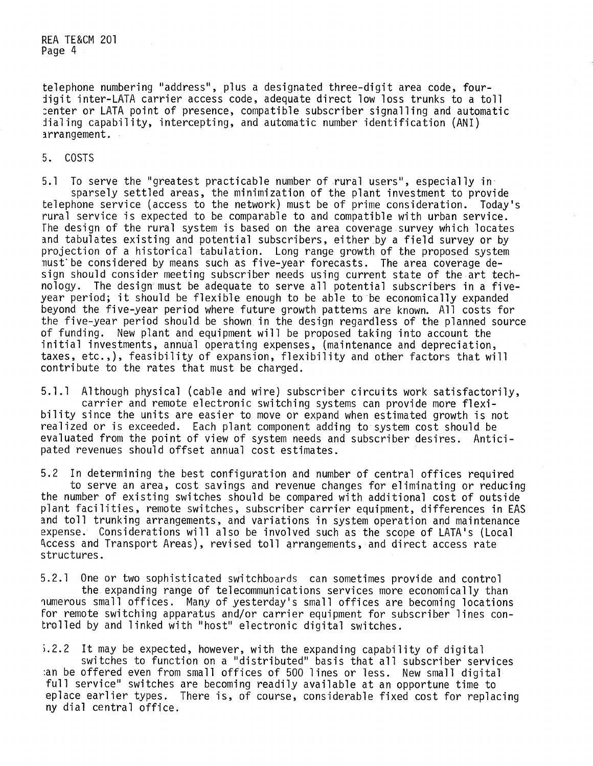telephone numbering "address", plus a designated three-digit area code, four-digit inter-LATA carrier access code, adequate direct low loss trunks to a toll center or LATA point of presence, compatible subscriber signalling and automatic dialing capability, intercepting, and automatic number identification (ANI) arrangement.

## 5. COSTS

5.1 To serve the "greatest practicable number of rural users", especially in sparsely settled areas, the minimization of the plant investment to provide telephone service (access to the network) must be of prime consideration. Today's rural service is expected to be comparable to and compatible with urban service. The design of the rural system is based on the area coverage survey which locates and tabulates existing and potential subscribers, either by a field survey or by projection of a historical tabulation. Long range growth of the proposed system must be considered by means such as five-year forecasts. The area coverage design should consider meeting subscriber needs using current state of the art technology. The design must be adequate to serve all potential subscribers in a five-year period; it should be flexible enough to be able to be economically expanded beyond the five-year period where future growth patterns are known. All costs for the five-year period should be shown in the design regardless of the planned source of funding. New plant and equipment will be proposed taking into account the initial investments, annual operating expenses, (maintenance and depreciation, taxes, etc.,), feasibility of expansion, flexibility and other factors that will contribute to the rates that must be charged.

5.1.1 Although physical (cable and wire) subscriber circuits work satisfactorily, carrier and remote electronic switching systems can provide more flexibility since the units are easier to move or expand when estimated growth is not realized or is exceeded. Each plant component adding to system cost should be evaluated from the point of view of system needs and subscriber desires. Anticipated revenues should offset annual cost estimates.

5.2 In determining the best configuration and number of central offices required to serve an area, cost savings and revenue changes for eliminating or reducing the number of existing switches should be compared with additional cost of outside plant facilities, remote switches, subscriber carrier equipment, differences in EAS and toll trunking arrangements, and variations in system operation and maintenance expense. Considerations will also be involved such as the scope of LATA's (Local Access and Transport Areas), revised toll arrangements, and direct access rate structures.

5.2.1 One or two sophisticated switchboards can sometimes provide and control the expanding range of telecommunications services more economically than numerous small offices. Many of yesterday's small offices are becoming locations for remote switching apparatus and/or carrier equipment for subscriber lines controlled by and linked with "host" electronic digital switches.

5.2.2 It may be expected, however, with the expanding capability of digital switches to function on a "distributed" basis that all subscriber services can be offered even from small offices of 500 lines or less. New small digital "full service" switches are becoming readily available at an opportune time to replace earlier types. There is, of course, considerable fixed cost for replacing any dial central office.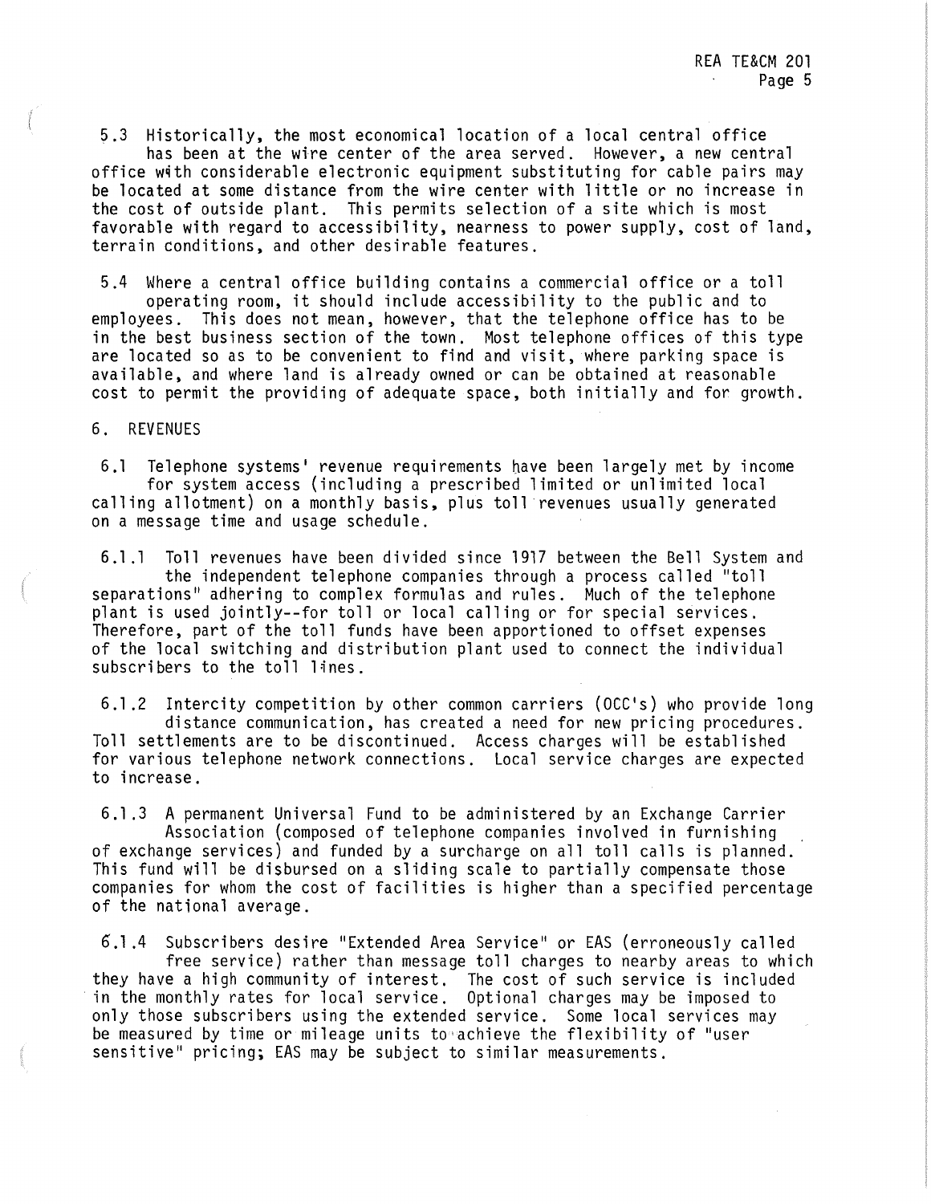5.3 Historically, the most economical location of a local central office has been at the wire center of the area served. However, a new central office with considerable electronic equipment substituting for cable pairs may be located at some distance from the wire center with little or no increase in the cost of outside plant. This permits selection of a site which is most favorable with regard to accessibility, nearness to power supply, cost of land, terrain conditions, and other desirable features.

5.4 Where a central office building contains a commercial office or a toll operating room, it should include accessibility to the public and to employees. This does not mean, however, that the telephone office has to be in the best business section of the town. Most telephone offices of this type are located so as to be convenient to find and visit, where parking space is available, and where land is already owned or can be obtained at reasonable cost to permit the providing of adequate space, both initially and for growth.

## 6. REVENUES

6.1 Telephone systems' revenue requirements have been largely met by income for system access (including a prescribed limited or unlimited local calling allotment) on a monthly basis, plus toll revenues usually generated on a message time and usage schedule.

6.1.1 Toll revenues have been divided since 1917 between the Bell System and the independent telephone companies through a process called "toll separations" adhering to complex formulas and rules. Much of the telephone plant is used jointly--for toll or local calling or for special services. Therefore, part of the toll funds have been apportioned to offset expenses of the local switching and distribution plant used to connect the individual subscribers to the toll lines.

6.1.2 Intercity competition by other common carriers (OCC's) who provide long distance communication, has created a need for new pricing procedures. Toll settlements are to be discontinued. Access charges will be established for various telephone network connections. Local service charges are expected to increase.

6.1.3 A permanent Universal Fund to be administered by an Exchange Carrier Association (composed of telephone companies involved in furnishing of exchange services) and funded by a surcharge on all toll calls is planned. This fund will be disbursed on a sliding scale to partially compensate those companies for whom the cost of facilities is higher than a specified percentage of the national average.

6.1.4 Subscribers desire "Extended Area Service" or EAS (erroneously called free service) rather than message toll charges to nearby areas to which they have a high community of interest. The cost of such service is included in the monthly rates for local service. Optional charges may be imposed to only those subscribers using the extended service. Some local services may be measured by time or mileage units to achieve the flexibility of "user sensitive" pricing; EAS may be subject to similar measurements.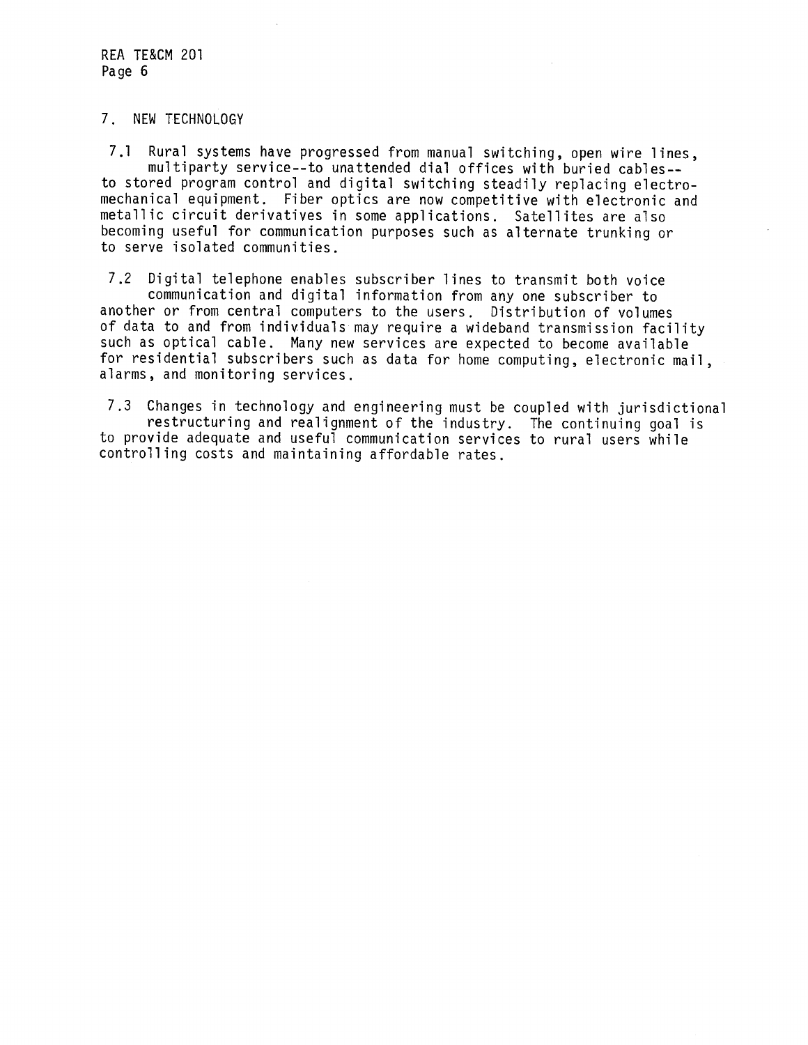## 7. NEW TECHNOLOGY

7.1 Rural systems have progressed from manual switching, open wire lines, multiparty service--to unattended dial offices with buried cables--to stored program control and digital switching steadily replacing electromechanical equipment. Fiber optics are now competitive with electronic and metallic circuit derivatives in some applications. Satellites are also becoming useful for communication purposes such as alternate trunking or to serve isolated communities.

7.2 Digital telephone enables subscriber lines to transmit both voice communication and digital information from any one subscriber to another or from central computers to the users. Distribution of volumes of data to and from individuals may require a wideband transmission facility such as optical cable. Many new services are expected to become available for residential subscribers such as data for home computing, electronic mail, alarms, and monitoring services.

7.3 Changes in technology and engineering must be coupled with jurisdictional restructuring and realignment of the industry. The continuing goal is to provide adequate and useful communication services to rural users while controlling costs and maintaining affordable rates.